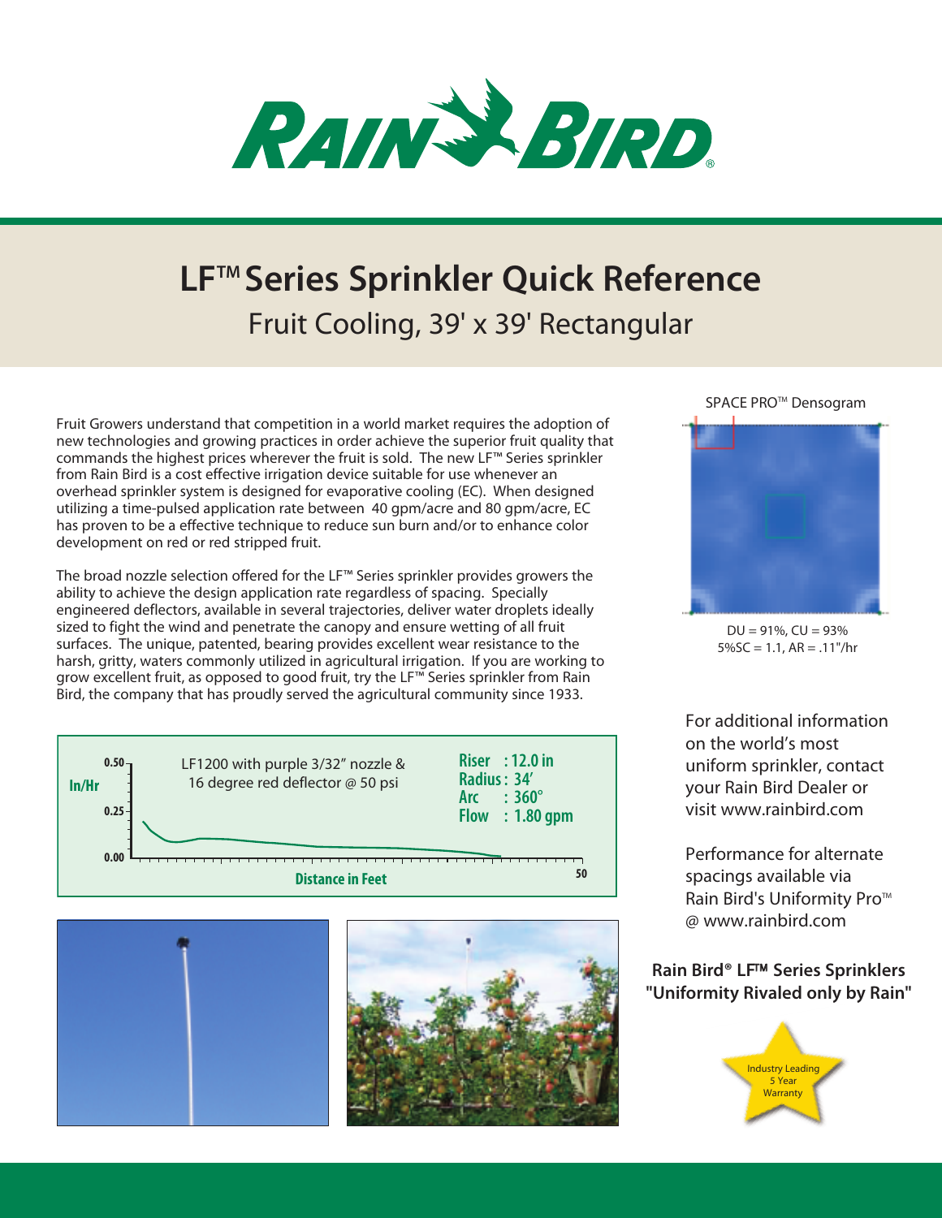# LF™ Series Sprinkler Quick Reference

## Fruit Cooling, 39' x 39' Rectangular

Fruit Growers understand that competition in a world market requires the adoption of new technologies and growing practices in order achieve the superior fruit quality that commands the highest prices wherever the fruit is sold. The new LF™ Series sprinkler from Rain Bird is a cost effective irrigation device suitable for use whenever an overhead sprinkler system is designed for evaporative cooling (EC). When designed utilizing a time-pulsed application rate between 40 gpm/acre and 80 gpm/acre, EC has proven to be a effective technique to reduce sun burn and/or to enhance color development on red or red stripped fruit.

The broad nozzle selection offered for the LF™ Series sprinkler provides growers the ability to achieve the design application rate regardless of spacing. Specially engineered deflectors, available in several trajectories, deliver water droplets ideally sized to fight the wind and penetrate the canopy and ensure wetting of all fruit surfaces. The unique, patented, bearing provides excellent wear resistance to the harsh, gritty, waters commonly utilized in agricultural irrigation. If you are working to grow excellent fruit, as opposed to good fruit, try the LF™ Series sprinkler from Rain Bird, the company that has proudly served the agricultural community since 1933.

SPACE PRO™ Densogram

DU = 91%, CU = 93%
5%SC = 1.1, AR = .11"/hr

LF1200 with purple 3/32" nozzle & 16 degree red deflector @ 50 psi

**Riser : 12.0 in**
**Radius : 34'**
**Arc : 360°**
**Flow : 1.80 gpm**

In/Hr: 0.50, 0.25, 0.00

Distance in Feet: 50

For additional information on the world's most uniform sprinkler, contact your Rain Bird Dealer or visit www.rainbird.com

Performance for alternate spacings available via Rain Bird's Uniformity Pro™ @ www.rainbird.com

**Rain Bird® LF™ Series Sprinklers "Uniformity Rivaled only by Rain"**

Industry Leading 5 Year Warranty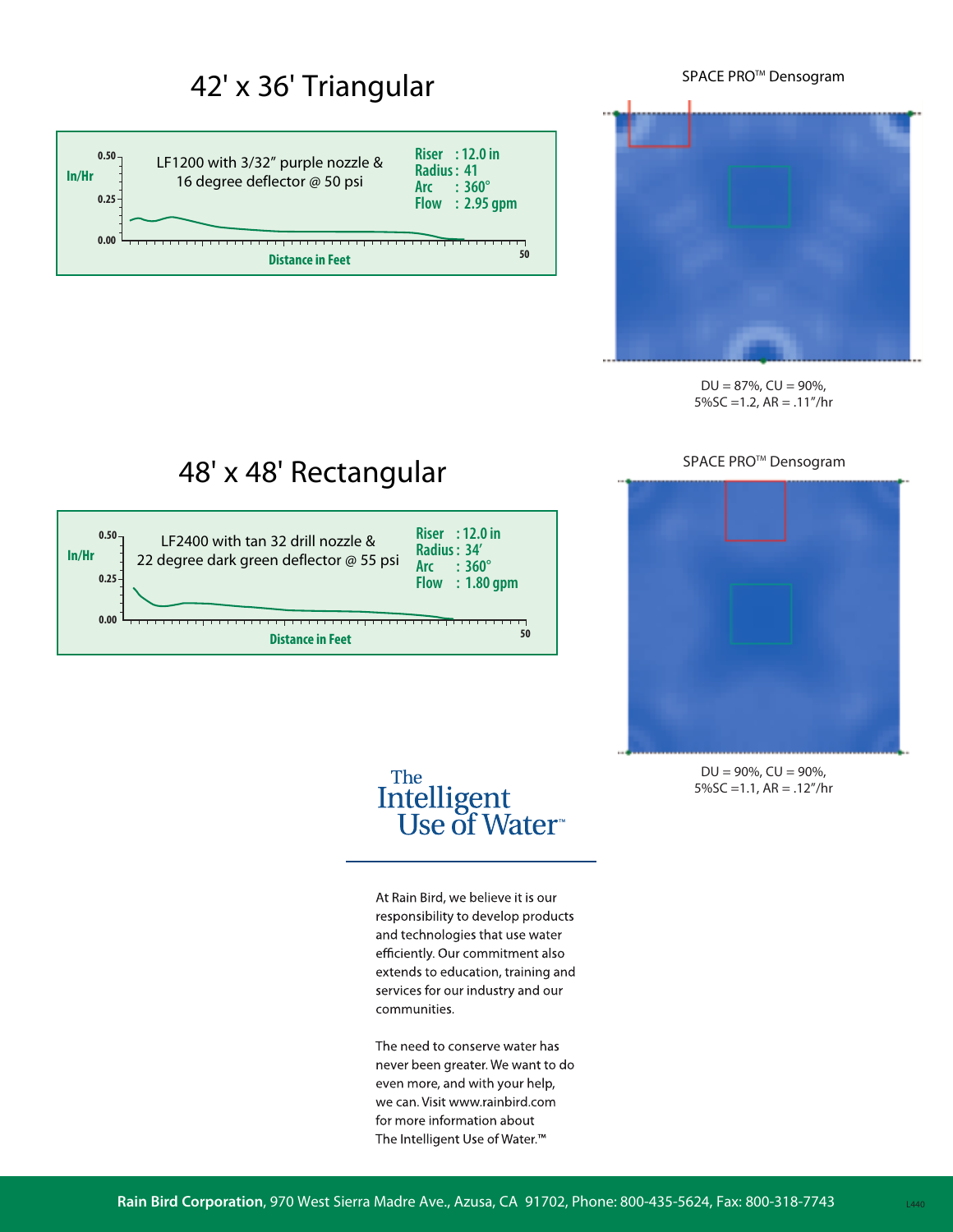## 42' x 36' Triangular

0.50
In/Hr
0.25
0.00

LF1200 with 3/32" purple nozzle &
16 degree deflector @ 50 psi

Riser : 12.0 in
Radius : 41
Arc : 360°
Flow : 2.95 gpm

Distance in Feet
50

SPACE PRO™ Densogram

DU = 87%, CU = 90%,
5%SC =1.2, AR = .11"/hr

## 48' x 48' Rectangular

0.50
In/Hr
0.25
0.00

LF2400 with tan 32 drill nozzle &
22 degree dark green deflector @ 55 psi

Riser : 12.0 in
Radius : 34'
Arc : 360°
Flow : 1.80 gpm

Distance in Feet
50

SPACE PRO™ Densogram

DU = 90%, CU = 90%,
5%SC =1.1, AR = .12"/hr

The Intelligent Use of Water™

At Rain Bird, we believe it is our responsibility to develop products and technologies that use water efficiently. Our commitment also extends to education, training and services for our industry and our communities.

The need to conserve water has never been greater. We want to do even more, and with your help, we can. Visit www.rainbird.com for more information about The Intelligent Use of Water.™

**Rain Bird Corporation**, 970 West Sierra Madre Ave., Azusa, CA 91702, Phone: 800-435-5624, Fax: 800-318-7743

L440